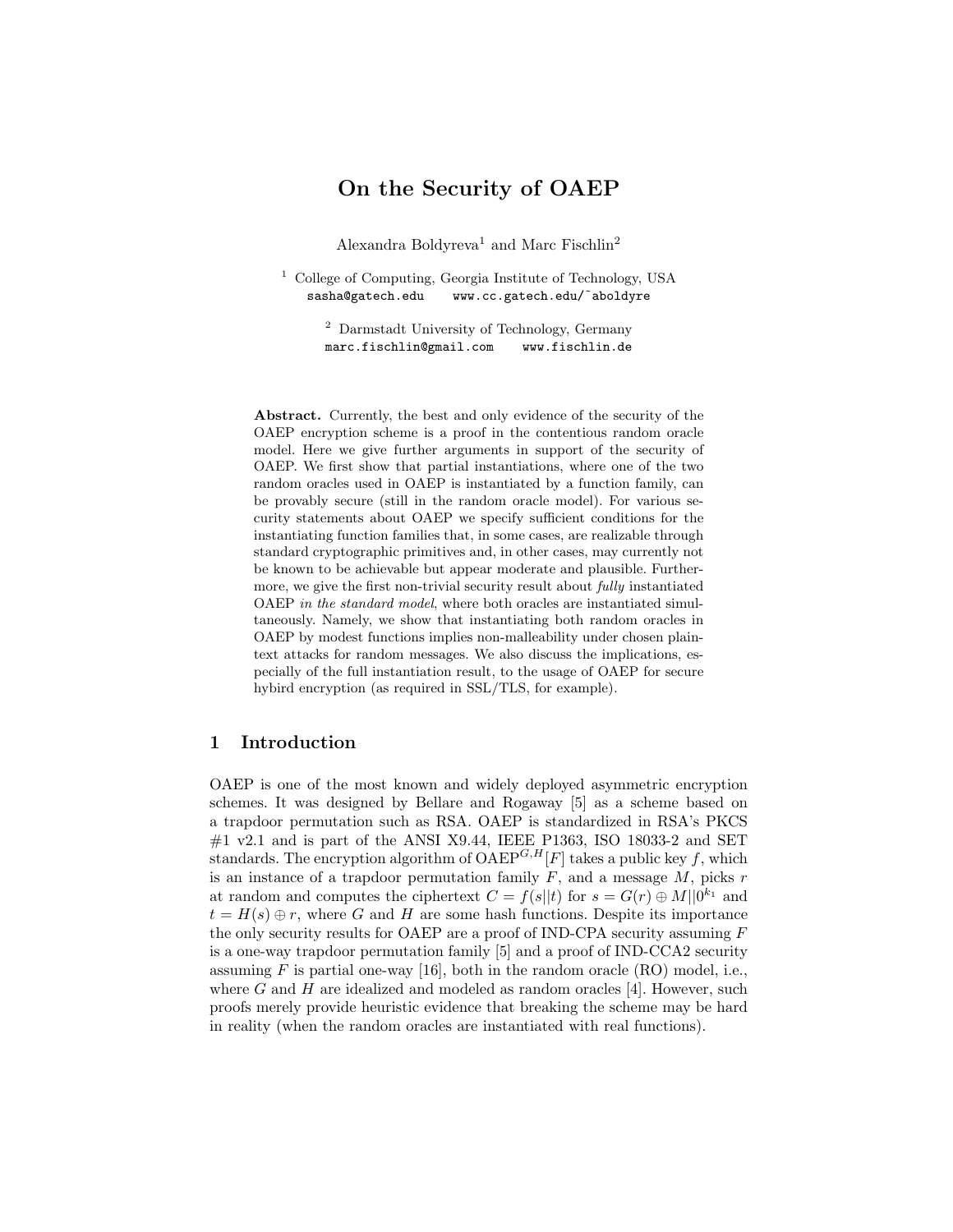# On the Security of OAEP

Alexandra Boldyreva[1] and Marc Fischlin[2]

[1] College of Computing, Georgia Institute of Technology, USA
sasha@gatech.edu www.cc.gatech.edu/~aboldyre

[2] Darmstadt University of Technology, Germany
marc.fischlin@gmail.com www.fischlin.de

**Abstract.** Currently, the best and only evidence of the security of the OAEP encryption scheme is a proof in the contentious random oracle model. Here we give further arguments in support of the security of OAEP. We first show that partial instantiations, where one of the two random oracles used in OAEP is instantiated by a function family, can be provably secure (still in the random oracle model). For various security statements about OAEP we specify sufficient conditions for the instantiating function families that, in some cases, are realizable through standard cryptographic primitives and, in other cases, may currently not be known to be achievable but appear moderate and plausible. Furthermore, we give the first non-trivial security result about *fully* instantiated OAEP *in the standard model*, where both oracles are instantiated simultaneously. Namely, we show that instantiating both random oracles in OAEP by modest functions implies non-malleability under chosen plaintext attacks for random messages. We also discuss the implications, especially of the full instantiation result, to the usage of OAEP for secure hybird encryption (as required in SSL/TLS, for example).

## 1 Introduction

OAEP is one of the most known and widely deployed asymmetric encryption schemes. It was designed by Bellare and Rogaway [5] as a scheme based on a trapdoor permutation such as RSA. OAEP is standardized in RSA's PKCS #1 v2.1 and is part of the ANSI X9.44, IEEE P1363, ISO 18033-2 and SET standards. The encryption algorithm of $\mathrm{OAEP}^{G,H}[F]$ takes a public key $f$, which is an instance of a trapdoor permutation family $F$, and a message $M$, picks $r$ at random and computes the ciphertext $C = f(s||t)$ for $s = G(r) \oplus M||0^{k_1}$ and $t = H(s) \oplus r$, where $G$ and $H$ are some hash functions. Despite its importance the only security results for OAEP are a proof of IND-CPA security assuming $F$ is a one-way trapdoor permutation family [5] and a proof of IND-CCA2 security assuming $F$ is partial one-way [16], both in the random oracle (RO) model, i.e., where $G$ and $H$ are idealized and modeled as random oracles [4]. However, such proofs merely provide heuristic evidence that breaking the scheme may be hard in reality (when the random oracles are instantiated with real functions).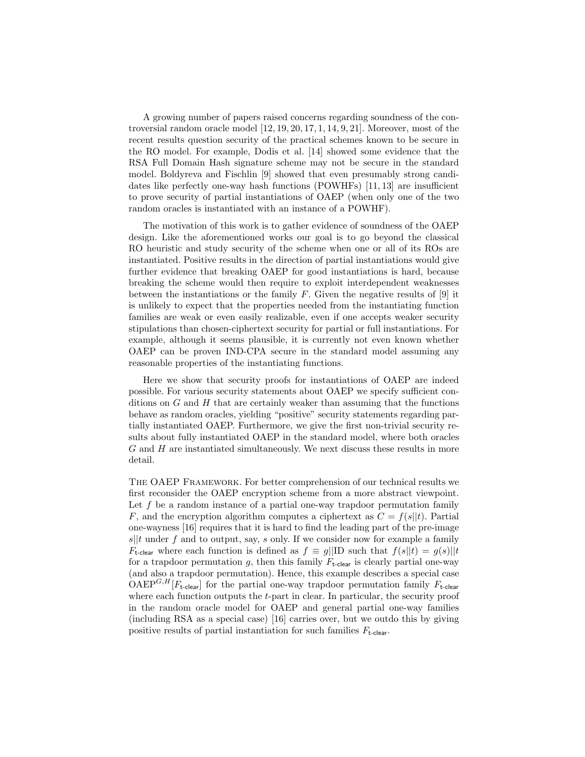A growing number of papers raised concerns regarding soundness of the controversial random oracle model [12, 19, 20, 17, 1, 14, 9, 21]. Moreover, most of the recent results question security of the practical schemes known to be secure in the RO model. For example, Dodis et al. [14] showed some evidence that the RSA Full Domain Hash signature scheme may not be secure in the standard model. Boldyreva and Fischlin [9] showed that even presumably strong candidates like perfectly one-way hash functions (POWHFs) [11, 13] are insufficient to prove security of partial instantiations of OAEP (when only one of the two random oracles is instantiated with an instance of a POWHF).

The motivation of this work is to gather evidence of soundness of the OAEP design. Like the aforementioned works our goal is to go beyond the classical RO heuristic and study security of the scheme when one or all of its ROs are instantiated. Positive results in the direction of partial instantiations would give further evidence that breaking OAEP for good instantiations is hard, because breaking the scheme would then require to exploit interdependent weaknesses between the instantiations or the family $F$. Given the negative results of [9] it is unlikely to expect that the properties needed from the instantiating function families are weak or even easily realizable, even if one accepts weaker security stipulations than chosen-ciphertext security for partial or full instantiations. For example, although it seems plausible, it is currently not even known whether OAEP can be proven IND-CPA secure in the standard model assuming any reasonable properties of the instantiating functions.

Here we show that security proofs for instantiations of OAEP are indeed possible. For various security statements about OAEP we specify sufficient conditions on $G$ and $H$ that are certainly weaker than assuming that the functions behave as random oracles, yielding "positive" security statements regarding partially instantiated OAEP. Furthermore, we give the first non-trivial security results about fully instantiated OAEP in the standard model, where both oracles $G$ and $H$ are instantiated simultaneously. We next discuss these results in more detail.

The OAEP Framework. For better comprehension of our technical results we first reconsider the OAEP encryption scheme from a more abstract viewpoint. Let $f$ be a random instance of a partial one-way trapdoor permutation family $F$, and the encryption algorithm computes a ciphertext as $C = f(s||t)$. Partial one-wayness [16] requires that it is hard to find the leading part of the pre-image $s||t$ under $f$ and to output, say, $s$ only. If we consider now for example a family $F_{\mathsf{t\text{-}clear}}$ where each function is defined as $f \equiv g||\mathrm{ID}$ such that $f(s||t) = g(s)||t$ for a trapdoor permutation $g$, then this family $F_{\mathsf{t\text{-}clear}}$ is clearly partial one-way (and also a trapdoor permutation). Hence, this example describes a special case $\mathrm{OAEP}^{G,H}[F_{\mathsf{t\text{-}clear}}]$ for the partial one-way trapdoor permutation family $F_{\mathsf{t\text{-}clear}}$ where each function outputs the $t$-part in clear. In particular, the security proof in the random oracle model for OAEP and general partial one-way families (including RSA as a special case) [16] carries over, but we outdo this by giving positive results of partial instantiation for such families $F_{\mathsf{t\text{-}clear}}$.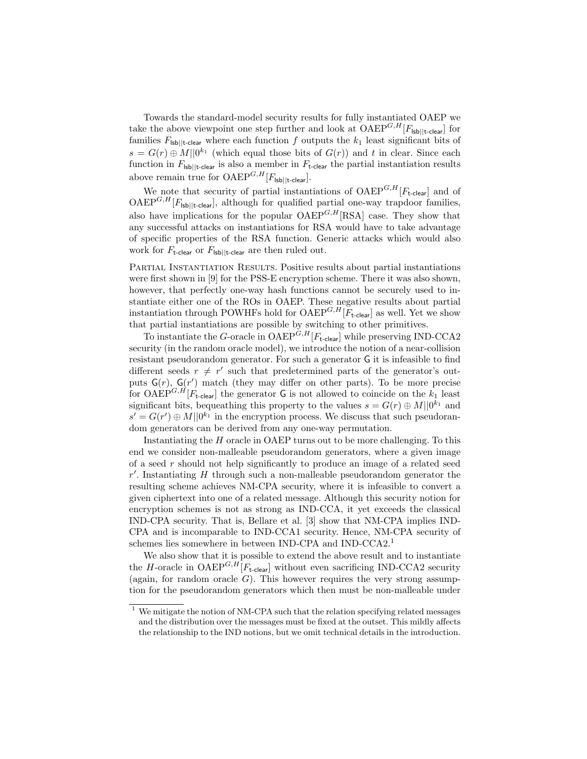Towards the standard-model security results for fully instantiated OAEP we take the above viewpoint one step further and look at $\mathrm{OAEP}^{G,H}[F_{\mathsf{lsb}||\mathsf{t\text{-}clear}}]$ for families $F_{\mathsf{lsb}||\mathsf{t\text{-}clear}}$ where each function $f$ outputs the $k_1$ least significant bits of $s = G(r) \oplus M||0^{k_1}$ (which equal those bits of $G(r)$) and $t$ in clear. Since each function in $F_{\mathsf{lsb}||\mathsf{t\text{-}clear}}$ is also a member in $F_{\mathsf{t\text{-}clear}}$ the partial instantiation results above remain true for $\mathrm{OAEP}^{G,H}[F_{\mathsf{lsb}||\mathsf{t\text{-}clear}}]$.

We note that security of partial instantiations of $\mathrm{OAEP}^{G,H}[F_{\mathsf{t\text{-}clear}}]$ and of $\mathrm{OAEP}^{G,H}[F_{\mathsf{lsb}||\mathsf{t\text{-}clear}}]$, although for qualified partial one-way trapdoor families, also have implications for the popular $\mathrm{OAEP}^{G,H}[\mathrm{RSA}]$ case. They show that any successful attacks on instantiations for RSA would have to take advantage of specific properties of the RSA function. Generic attacks which would also work for $F_{\mathsf{t\text{-}clear}}$ or $F_{\mathsf{lsb}||\mathsf{t\text{-}clear}}$ are then ruled out.

Partial Instantiation Results. Positive results about partial instantiations were first shown in [9] for the PSS-E encryption scheme. There it was also shown, however, that perfectly one-way hash functions cannot be securely used to instantiate either one of the ROs in OAEP. These negative results about partial instantiation through POWHFs hold for $\mathrm{OAEP}^{G,H}[F_{\mathsf{t\text{-}clear}}]$ as well. Yet we show that partial instantiations are possible by switching to other primitives.

To instantiate the $G$-oracle in $\mathrm{OAEP}^{G,H}[F_{\mathsf{t\text{-}clear}}]$ while preserving IND-CCA2 security (in the random oracle model), we introduce the notion of a near-collision resistant pseudorandom generator. For such a generator $\mathsf{G}$ it is infeasible to find different seeds $r \neq r'$ such that predetermined parts of the generator's outputs $\mathsf{G}(r)$, $\mathsf{G}(r')$ match (they may differ on other parts). To be more precise for $\mathrm{OAEP}^{G,H}[F_{\mathsf{t\text{-}clear}}]$ the generator $\mathsf{G}$ is not allowed to coincide on the $k_1$ least significant bits, bequeathing this property to the values $s = G(r) \oplus M||0^{k_1}$ and $s' = G(r') \oplus M||0^{k_1}$ in the encryption process. We discuss that such pseudorandom generators can be derived from any one-way permutation.

Instantiating the $H$ oracle in OAEP turns out to be more challenging. To this end we consider non-malleable pseudorandom generators, where a given image of a seed $r$ should not help significantly to produce an image of a related seed $r'$. Instantiating $H$ through such a non-malleable pseudorandom generator the resulting scheme achieves NM-CPA security, where it is infeasible to convert a given ciphertext into one of a related message. Although this security notion for encryption schemes is not as strong as IND-CCA, it yet exceeds the classical IND-CPA security. That is, Bellare et al. [3] show that NM-CPA implies IND-CPA and is incomparable to IND-CCA1 security. Hence, NM-CPA security of schemes lies somewhere in between IND-CPA and IND-CCA2.[1]

We also show that it is possible to extend the above result and to instantiate the $H$-oracle in $\mathrm{OAEP}^{G,H}[F_{\mathsf{t\text{-}clear}}]$ without even sacrificing IND-CCA2 security (again, for random oracle $G$). This however requires the very strong assumption for the pseudorandom generators which then must be non-malleable under

[1] We mitigate the notion of NM-CPA such that the relation specifying related messages and the distribution over the messages must be fixed at the outset. This mildly affects the relationship to the IND notions, but we omit technical details in the introduction.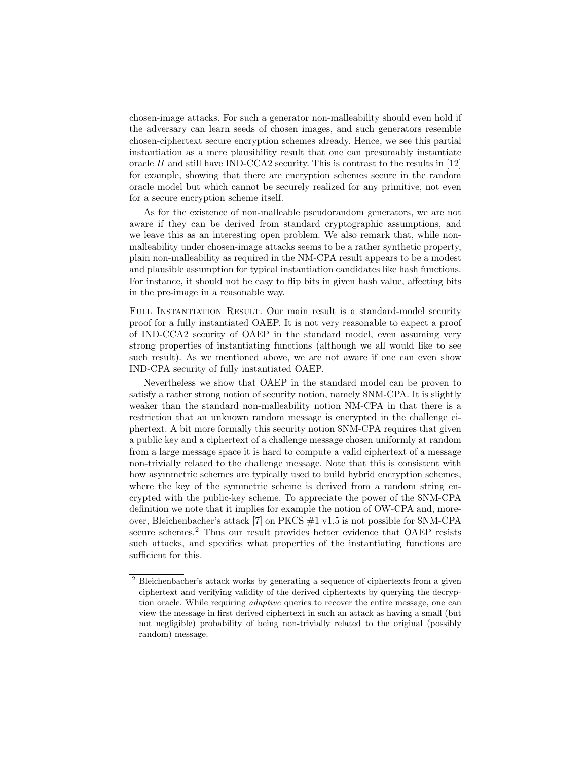chosen-image attacks. For such a generator non-malleability should even hold if the adversary can learn seeds of chosen images, and such generators resemble chosen-ciphertext secure encryption schemes already. Hence, we see this partial instantiation as a mere plausibility result that one can presumably instantiate oracle $H$ and still have IND-CCA2 security. This is contrast to the results in [12] for example, showing that there are encryption schemes secure in the random oracle model but which cannot be securely realized for any primitive, not even for a secure encryption scheme itself.

As for the existence of non-malleable pseudorandom generators, we are not aware if they can be derived from standard cryptographic assumptions, and we leave this as an interesting open problem. We also remark that, while non-malleability under chosen-image attacks seems to be a rather synthetic property, plain non-malleability as required in the NM-CPA result appears to be a modest and plausible assumption for typical instantiation candidates like hash functions. For instance, it should not be easy to flip bits in given hash value, affecting bits in the pre-image in a reasonable way.

Full Instantiation Result. Our main result is a standard-model security proof for a fully instantiated OAEP. It is not very reasonable to expect a proof of IND-CCA2 security of OAEP in the standard model, even assuming very strong properties of instantiating functions (although we all would like to see such result). As we mentioned above, we are not aware if one can even show IND-CPA security of fully instantiated OAEP.

Nevertheless we show that OAEP in the standard model can be proven to satisfy a rather strong notion of security notion, namely $NM-CPA. It is slightly weaker than the standard non-malleability notion NM-CPA in that there is a restriction that an unknown random message is encrypted in the challenge ciphertext. A bit more formally this security notion $NM-CPA requires that given a public key and a ciphertext of a challenge message chosen uniformly at random from a large message space it is hard to compute a valid ciphertext of a message non-trivially related to the challenge message. Note that this is consistent with how asymmetric schemes are typically used to build hybrid encryption schemes, where the key of the symmetric scheme is derived from a random string encrypted with the public-key scheme. To appreciate the power of the $NM-CPA definition we note that it implies for example the notion of OW-CPA and, moreover, Bleichenbacher's attack [7] on PKCS #1 v1.5 is not possible for $NM-CPA secure schemes.[2] Thus our result provides better evidence that OAEP resists such attacks, and specifies what properties of the instantiating functions are sufficient for this.

[2] Bleichenbacher's attack works by generating a sequence of ciphertexts from a given ciphertext and verifying validity of the derived ciphertexts by querying the decryption oracle. While requiring *adaptive* queries to recover the entire message, one can view the message in first derived ciphertext in such an attack as having a small (but not negligible) probability of being non-trivially related to the original (possibly random) message.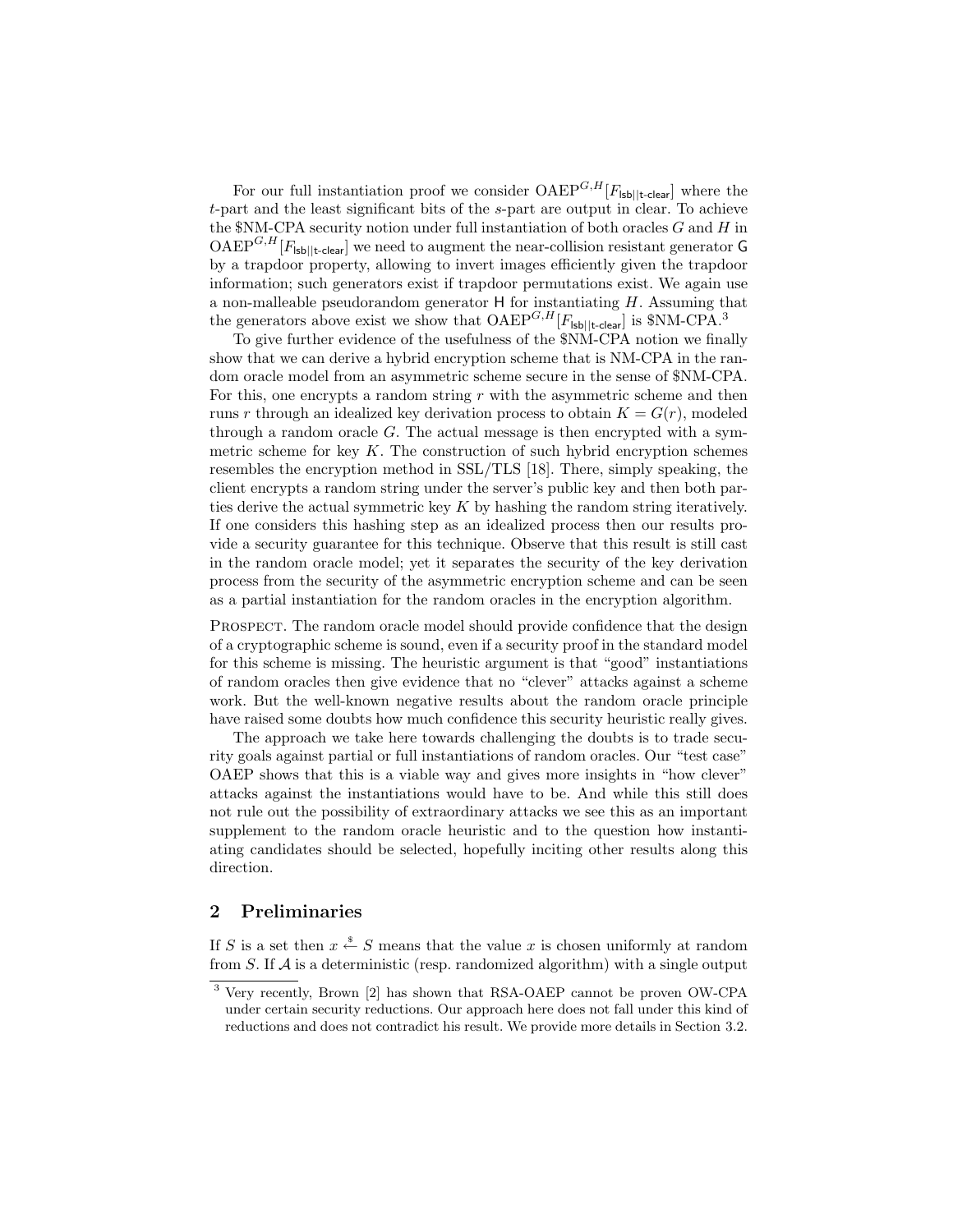For our full instantiation proof we consider $\mathrm{OAEP}^{G,H}[F_{\mathsf{lsb}||\mathsf{t\text{-}clear}}]$ where the $t$-part and the least significant bits of the $s$-part are output in clear. To achieve the \$NM-CPA security notion under full instantiation of both oracles $G$ and $H$ in $\mathrm{OAEP}^{G,H}[F_{\mathsf{lsb}||\mathsf{t\text{-}clear}}]$ we need to augment the near-collision resistant generator $\mathsf{G}$ by a trapdoor property, allowing to invert images efficiently given the trapdoor information; such generators exist if trapdoor permutations exist. We again use a non-malleable pseudorandom generator $\mathsf{H}$ for instantiating $H$. Assuming that the generators above exist we show that $\mathrm{OAEP}^{G,H}[F_{\mathsf{lsb}||\mathsf{t\text{-}clear}}]$ is \$NM-CPA.[3]

To give further evidence of the usefulness of the \$NM-CPA notion we finally show that we can derive a hybrid encryption scheme that is NM-CPA in the random oracle model from an asymmetric scheme secure in the sense of \$NM-CPA. For this, one encrypts a random string $r$ with the asymmetric scheme and then runs $r$ through an idealized key derivation process to obtain $K = G(r)$, modeled through a random oracle $G$. The actual message is then encrypted with a symmetric scheme for key $K$. The construction of such hybrid encryption schemes resembles the encryption method in SSL/TLS [18]. There, simply speaking, the client encrypts a random string under the server's public key and then both parties derive the actual symmetric key $K$ by hashing the random string iteratively. If one considers this hashing step as an idealized process then our results provide a security guarantee for this technique. Observe that this result is still cast in the random oracle model; yet it separates the security of the key derivation process from the security of the asymmetric encryption scheme and can be seen as a partial instantiation for the random oracles in the encryption algorithm.

Prospect. The random oracle model should provide confidence that the design of a cryptographic scheme is sound, even if a security proof in the standard model for this scheme is missing. The heuristic argument is that "good" instantiations of random oracles then give evidence that no "clever" attacks against a scheme work. But the well-known negative results about the random oracle principle have raised some doubts how much confidence this security heuristic really gives.

The approach we take here towards challenging the doubts is to trade security goals against partial or full instantiations of random oracles. Our "test case" OAEP shows that this is a viable way and gives more insights in "how clever" attacks against the instantiations would have to be. And while this still does not rule out the possibility of extraordinary attacks we see this as an important supplement to the random oracle heuristic and to the question how instantiating candidates should be selected, hopefully inciting other results along this direction.

## 2 Preliminaries

If $S$ is a set then $x \xleftarrow{\$} S$ means that the value $x$ is chosen uniformly at random from $S$. If $\mathcal{A}$ is a deterministic (resp. randomized algorithm) with a single output

[3] Very recently, Brown [2] has shown that RSA-OAEP cannot be proven OW-CPA under certain security reductions. Our approach here does not fall under this kind of reductions and does not contradict his result. We provide more details in Section 3.2.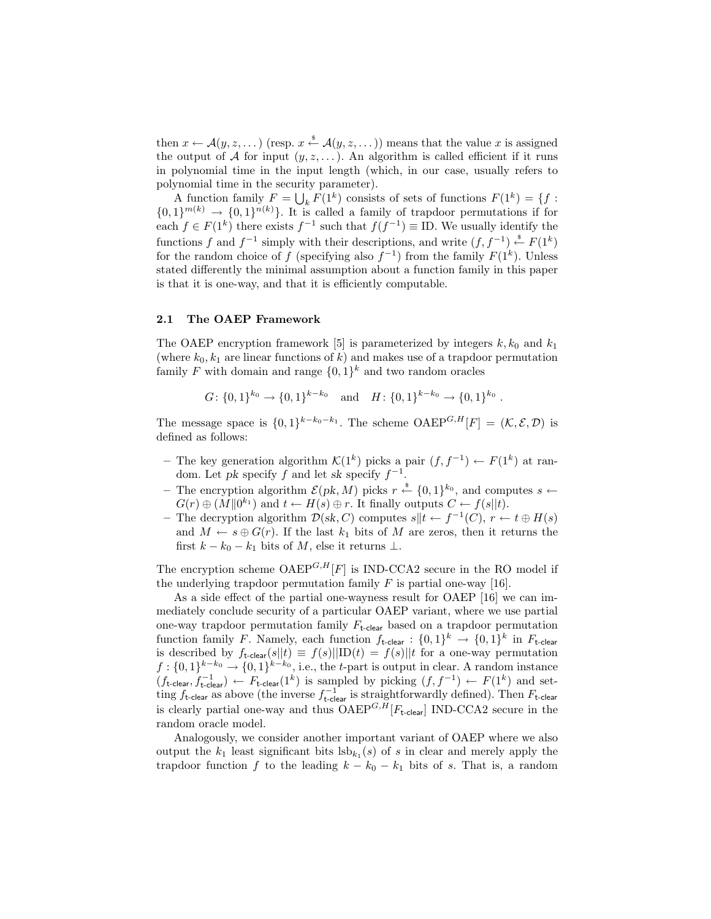then $x \leftarrow \mathcal{A}(y, z, \dots)$ (resp. $x \xleftarrow{\$} \mathcal{A}(y, z, \dots)$) means that the value $x$ is assigned the output of $\mathcal{A}$ for input $(y, z, \dots)$. An algorithm is called efficient if it runs in polynomial time in the input length (which, in our case, usually refers to polynomial time in the security parameter).

A function family $F = \bigcup_k F(1^k)$ consists of sets of functions $F(1^k) = \{f : \{0,1\}^{m(k)} \rightarrow \{0,1\}^{n(k)}\}$. It is called a family of trapdoor permutations if for each $f \in F(1^k)$ there exists $f^{-1}$ such that $f(f^{-1}) \equiv \text{ID}$. We usually identify the functions $f$ and $f^{-1}$ simply with their descriptions, and write $(f, f^{-1}) \xleftarrow{\$} F(1^k)$ for the random choice of $f$ (specifying also $f^{-1}$) from the family $F(1^k)$. Unless stated differently the minimal assumption about a function family in this paper is that it is one-way, and that it is efficiently computable.

### 2.1 The OAEP Framework

The OAEP encryption framework [5] is parameterized by integers $k, k_0$ and $k_1$ (where $k_0, k_1$ are linear functions of $k$) and makes use of a trapdoor permutation family $F$ with domain and range $\{0,1\}^k$ and two random oracles

$$G\colon \{0,1\}^{k_0} \rightarrow \{0,1\}^{k-k_0} \quad \text{and} \quad H\colon \{0,1\}^{k-k_0} \rightarrow \{0,1\}^{k_0} .$$

The message space is $\{0,1\}^{k-k_0-k_1}$. The scheme $\text{OAEP}^{G,H}[F] = (\mathcal{K}, \mathcal{E}, \mathcal{D})$ is defined as follows:

- The key generation algorithm $\mathcal{K}(1^k)$ picks a pair $(f, f^{-1}) \leftarrow F(1^k)$ at random. Let $pk$ specify $f$ and let $sk$ specify $f^{-1}$.
- The encryption algorithm $\mathcal{E}(pk, M)$ picks $r \xleftarrow{\$} \{0,1\}^{k_0}$, and computes $s \leftarrow G(r) \oplus (M \| 0^{k_1})$ and $t \leftarrow H(s) \oplus r$. It finally outputs $C \leftarrow f(s||t)$.
- The decryption algorithm $\mathcal{D}(sk, C)$ computes $s\|t \leftarrow f^{-1}(C)$, $r \leftarrow t \oplus H(s)$ and $M \leftarrow s \oplus G(r)$. If the last $k_1$ bits of $M$ are zeros, then it returns the first $k - k_0 - k_1$ bits of $M$, else it returns $\perp$.

The encryption scheme $\text{OAEP}^{G,H}[F]$ is IND-CCA2 secure in the RO model if the underlying trapdoor permutation family $F$ is partial one-way [16].

As a side effect of the partial one-wayness result for OAEP [16] we can immediately conclude security of a particular OAEP variant, where we use partial one-way trapdoor permutation family $F_{\mathsf{t\text{-}clear}}$ based on a trapdoor permutation function family $F$. Namely, each function $f_{\mathsf{t\text{-}clear}} : \{0,1\}^k \rightarrow \{0,1\}^k$ in $F_{\mathsf{t\text{-}clear}}$ is described by $f_{\mathsf{t\text{-}clear}}(s||t) \equiv f(s)||\text{ID}(t) = f(s)||t$ for a one-way permutation $f : \{0,1\}^{k-k_0} \rightarrow \{0,1\}^{k-k_0}$, i.e., the $t$-part is output in clear. A random instance $(f_{\mathsf{t\text{-}clear}}, f^{-1}_{\mathsf{t\text{-}clear}}) \leftarrow F_{\mathsf{t\text{-}clear}}(1^k)$ is sampled by picking $(f, f^{-1}) \leftarrow F(1^k)$ and setting $f_{\mathsf{t\text{-}clear}}$ as above (the inverse $f^{-1}_{\mathsf{t\text{-}clear}}$ is straightforwardly defined). Then $F_{\mathsf{t\text{-}clear}}$ is clearly partial one-way and thus $\text{OAEP}^{G,H}[F_{\mathsf{t\text{-}clear}}]$ IND-CCA2 secure in the random oracle model.

Analogously, we consider another important variant of OAEP where we also output the $k_1$ least significant bits $\text{lsb}_{k_1}(s)$ of $s$ in clear and merely apply the trapdoor function $f$ to the leading $k - k_0 - k_1$ bits of $s$. That is, a random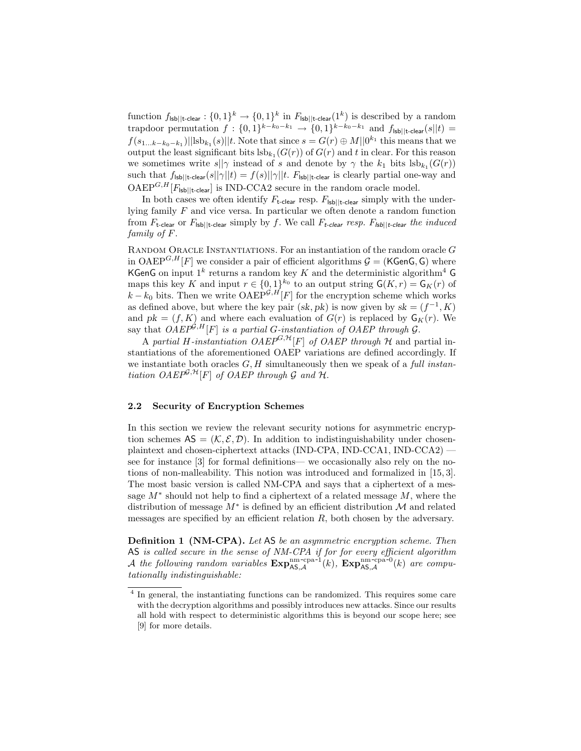function $f_{\mathsf{lsb}||\mathsf{t\text{-}clear}} : \{0,1\}^k \to \{0,1\}^k$ in $F_{\mathsf{lsb}||\mathsf{t\text{-}clear}}(1^k)$ is described by a random trapdoor permutation $f : \{0,1\}^{k-k_0-k_1} \to \{0,1\}^{k-k_0-k_1}$ and $f_{\mathsf{lsb}||\mathsf{t\text{-}clear}}(s||t) = f(s_{1\ldots k-k_0-k_1})||\mathrm{lsb}_{k_1}(s)||t$. Note that since $s = G(r) \oplus M||0^{k_1}$ this means that we output the least significant bits $\mathrm{lsb}_{k_1}(G(r))$ of $G(r)$ and $t$ in clear. For this reason we sometimes write $s||\gamma$ instead of $s$ and denote by $\gamma$ the $k_1$ bits $\mathrm{lsb}_{k_1}(G(r))$ such that $f_{\mathsf{lsb}||\mathsf{t\text{-}clear}}(s||\gamma||t) = f(s)||\gamma||t$. $F_{\mathsf{lsb}||\mathsf{t\text{-}clear}}$ is clearly partial one-way and $\mathrm{OAEP}^{G,H}[F_{\mathsf{lsb}||\mathsf{t\text{-}clear}}]$ is IND-CCA2 secure in the random oracle model.

In both cases we often identify $F_{\mathsf{t\text{-}clear}}$ resp. $F_{\mathsf{lsb}||\mathsf{t\text{-}clear}}$ simply with the underlying family $F$ and vice versa. In particular we often denote a random function from $F_{\mathsf{t\text{-}clear}}$ or $F_{\mathsf{lsb}||\mathsf{t\text{-}clear}}$ simply by $f$. We call *$F_{\mathsf{t\text{-}clear}}$ resp. $F_{\mathsf{lsb}||\mathsf{t\text{-}clear}}$ the induced family of $F$.*

Random Oracle Instantiations. For an instantiation of the random oracle $G$ in $\mathrm{OAEP}^{G,H}[F]$ we consider a pair of efficient algorithms $\mathcal{G} = (\mathsf{KGenG}, \mathsf{G})$ where $\mathsf{KGenG}$ on input $1^k$ returns a random key $K$ and the deterministic algorithm[4] $\mathsf{G}$ maps this key $K$ and input $r \in \{0,1\}^{k_0}$ to an output string $\mathsf{G}(K,r) = \mathsf{G}_K(r)$ of $k - k_0$ bits. Then we write $\mathrm{OAEP}^{\mathcal{G},H}[F]$ for the encryption scheme which works as defined above, but where the key pair $(sk, pk)$ is now given by $sk = (f^{-1}, K)$ and $pk = (f, K)$ and where each evaluation of $G(r)$ is replaced by $\mathsf{G}_K(r)$. We say that *$OAEP^{\mathcal{G},H}[F]$ is a partial $G$-instantiation of OAEP through $\mathcal{G}$.*

A *partial $H$-instantiation $OAEP^{G,\mathcal{H}}[F]$ of OAEP through $\mathcal{H}$* and partial instantiations of the aforementioned OAEP variations are defined accordingly. If we instantiate both oracles $G, H$ simultaneously then we speak of a *full instantiation $OAEP^{\mathcal{G},\mathcal{H}}[F]$ of OAEP through $\mathcal{G}$ and $\mathcal{H}$.*

### 2.2 Security of Encryption Schemes

In this section we review the relevant security notions for asymmetric encryption schemes $\mathsf{AS} = (\mathcal{K}, \mathcal{E}, \mathcal{D})$. In addition to indistinguishability under chosen-plaintext and chosen-ciphertext attacks (IND-CPA, IND-CCA1, IND-CCA2) — see for instance [3] for formal definitions— we occasionally also rely on the notions of non-malleability. This notion was introduced and formalized in [15, 3]. The most basic version is called NM-CPA and says that a ciphertext of a message $M^*$ should not help to find a ciphertext of a related message $M$, where the distribution of message $M^*$ is defined by an efficient distribution $\mathcal{M}$ and related messages are specified by an efficient relation $R$, both chosen by the adversary.

**Definition 1 (NM-CPA).** *Let $\mathsf{AS}$ be an asymmetric encryption scheme. Then $\mathsf{AS}$ is called secure in the sense of NM-CPA if for for every efficient algorithm $\mathcal{A}$ the following random variables $\mathbf{Exp}^{\text{nm-cpa-1}}_{\mathsf{AS},\mathcal{A}}(k)$, $\mathbf{Exp}^{\text{nm-cpa-0}}_{\mathsf{AS},\mathcal{A}}(k)$ are computationally indistinguishable:*

[4] In general, the instantiating functions can be randomized. This requires some care with the decryption algorithms and possibly introduces new attacks. Since our results all hold with respect to deterministic algorithms this is beyond our scope here; see [9] for more details.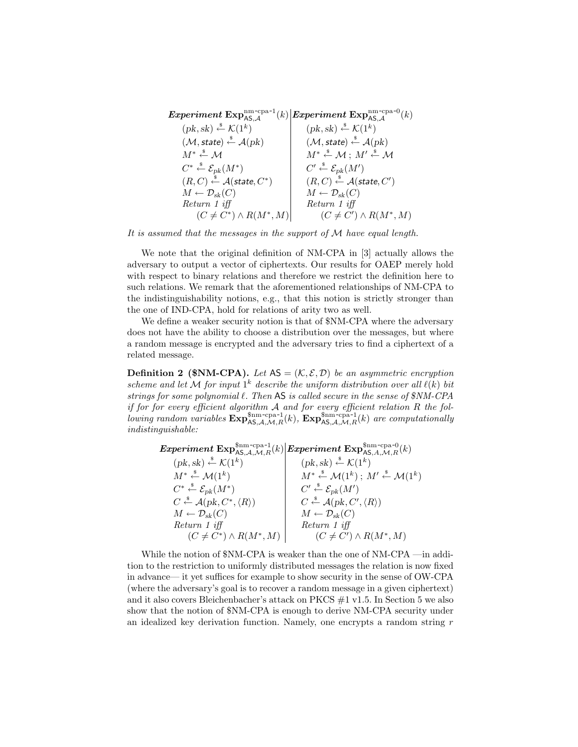| ***Experiment*** $\mathbf{Exp}^{\text{nm-cpa-1}}_{\mathsf{AS},\mathcal{A}}(k)$ | ***Experiment*** $\mathbf{Exp}^{\text{nm-cpa-0}}_{\mathsf{AS},\mathcal{A}}(k)$ |
| --- | --- |
| $(pk, sk) \xleftarrow{\$} \mathcal{K}(1^k)$ | $(pk, sk) \xleftarrow{\$} \mathcal{K}(1^k)$ |
| $(\mathcal{M}, \mathsf{state}) \xleftarrow{\$} \mathcal{A}(pk)$ | $(\mathcal{M}, \mathsf{state}) \xleftarrow{\$} \mathcal{A}(pk)$ |
| $M^* \xleftarrow{\$} \mathcal{M}$ | $M^* \xleftarrow{\$} \mathcal{M}\ ;\ M' \xleftarrow{\$} \mathcal{M}$ |
| $C^* \xleftarrow{\$} \mathcal{E}_{pk}(M^*)$ | $C' \xleftarrow{\$} \mathcal{E}_{pk}(M')$ |
| $(R, C) \xleftarrow{\$} \mathcal{A}(\mathsf{state}, C^*)$ | $(R, C) \xleftarrow{\$} \mathcal{A}(\mathsf{state}, C')$ |
| $M \leftarrow \mathcal{D}_{sk}(C)$ | $M \leftarrow \mathcal{D}_{sk}(C)$ |
| *Return 1 iff* | *Return 1 iff* |
| $(C \neq C^*) \wedge R(M^*, M)$ | $(C \neq C') \wedge R(M^*, M)$ |

*It is assumed that the messages in the support of $\mathcal{M}$ have equal length.*

We note that the original definition of NM-CPA in [3] actually allows the adversary to output a vector of ciphertexts. Our results for OAEP merely hold with respect to binary relations and therefore we restrict the definition here to such relations. We remark that the aforementioned relationships of NM-CPA to the indistinguishability notions, e.g., that this notion is strictly stronger than the one of IND-CPA, hold for relations of arity two as well.

We define a weaker security notion is that of $NM-CPA where the adversary does not have the ability to choose a distribution over the messages, but where a random message is encrypted and the adversary tries to find a ciphertext of a related message.

**Definition 2 ($NM-CPA).** *Let $\mathsf{AS} = (\mathcal{K}, \mathcal{E}, \mathcal{D})$ be an asymmetric encryption scheme and let $\mathcal{M}$ for input $1^k$ describe the uniform distribution over all $\ell(k)$ bit strings for some polynomial $\ell$. Then* AS *is called secure in the sense of $NM-CPA if for for every efficient algorithm $\mathcal{A}$ and for every efficient relation $R$ the following random variables $\mathbf{Exp}^{\$\text{nm-cpa-1}}_{\mathsf{AS},\mathcal{A},\mathcal{M},R}(k)$, $\mathbf{Exp}^{\$\text{nm-cpa-1}}_{\mathsf{AS},\mathcal{A},\mathcal{M},R}(k)$ are computationally indistinguishable:*

| ***Experiment*** $\mathbf{Exp}^{\$\text{nm-cpa-1}}_{\mathsf{AS},\mathcal{A},\mathcal{M},R}(k)$ | ***Experiment*** $\mathbf{Exp}^{\$\text{nm-cpa-0}}_{\mathsf{AS},A,\mathcal{M},R}(k)$ |
| --- | --- |
| $(pk, sk) \xleftarrow{\$} \mathcal{K}(1^k)$ | $(pk, sk) \xleftarrow{\$} \mathcal{K}(1^k)$ |
| $M^* \xleftarrow{\$} \mathcal{M}(1^k)$ | $M^* \xleftarrow{\$} \mathcal{M}(1^k)\ ;\ M' \xleftarrow{\$} \mathcal{M}(1^k)$ |
| $C^* \xleftarrow{\$} \mathcal{E}_{pk}(M^*)$ | $C' \xleftarrow{\$} \mathcal{E}_{pk}(M')$ |
| $C \xleftarrow{\$} \mathcal{A}(pk, C^*, \langle R \rangle)$ | $C \xleftarrow{\$} \mathcal{A}(pk, C', \langle R \rangle)$ |
| $M \leftarrow \mathcal{D}_{sk}(C)$ | $M \leftarrow \mathcal{D}_{sk}(C)$ |
| *Return 1 iff* | *Return 1 iff* |
| $(C \neq C^*) \wedge R(M^*, M)$ | $(C \neq C') \wedge R(M^*, M)$ |

While the notion of $NM-CPA is weaker than the one of NM-CPA —in addition to the restriction to uniformly distributed messages the relation is now fixed in advance— it yet suffices for example to show security in the sense of OW-CPA (where the adversary's goal is to recover a random message in a given ciphertext) and it also covers Bleichenbacher's attack on PKCS #1 v1.5. In Section 5 we also show that the notion of $NM-CPA is enough to derive NM-CPA security under an idealized key derivation function. Namely, one encrypts a random string $r$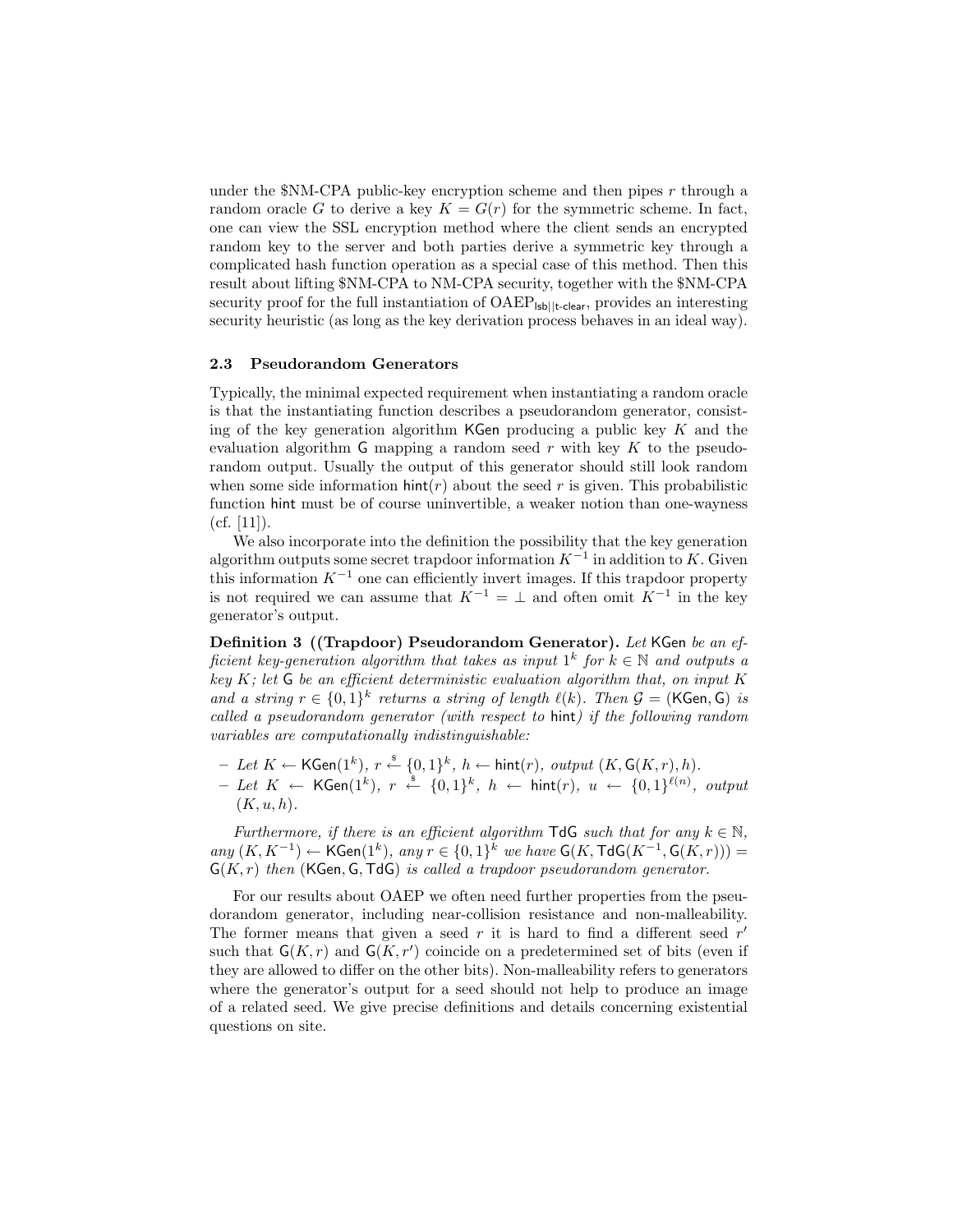under the \$NM-CPA public-key encryption scheme and then pipes $r$ through a random oracle $G$ to derive a key $K = G(r)$ for the symmetric scheme. In fact, one can view the SSL encryption method where the client sends an encrypted random key to the server and both parties derive a symmetric key through a complicated hash function operation as a special case of this method. Then this result about lifting \$NM-CPA to NM-CPA security, together with the \$NM-CPA security proof for the full instantiation of $\text{OAEP}_{\mathsf{lsb}||\mathsf{t\text{-}clear}}$, provides an interesting security heuristic (as long as the key derivation process behaves in an ideal way).

### 2.3 Pseudorandom Generators

Typically, the minimal expected requirement when instantiating a random oracle is that the instantiating function describes a pseudorandom generator, consisting of the key generation algorithm $\mathsf{KGen}$ producing a public key $K$ and the evaluation algorithm $\mathsf{G}$ mapping a random seed $r$ with key $K$ to the pseudorandom output. Usually the output of this generator should still look random when some side information $\mathsf{hint}(r)$ about the seed $r$ is given. This probabilistic function $\mathsf{hint}$ must be of course uninvertible, a weaker notion than one-wayness (cf. [11]).

We also incorporate into the definition the possibility that the key generation algorithm outputs some secret trapdoor information $K^{-1}$ in addition to $K$. Given this information $K^{-1}$ one can efficiently invert images. If this trapdoor property is not required we can assume that $K^{-1} = \perp$ and often omit $K^{-1}$ in the key generator's output.

**Definition 3 ((Trapdoor) Pseudorandom Generator).** *Let $\mathsf{KGen}$ be an efficient key-generation algorithm that takes as input $1^k$ for $k \in \mathbb{N}$ and outputs a key $K$; let $\mathsf{G}$ be an efficient deterministic evaluation algorithm that, on input $K$ and a string $r \in \{0,1\}^k$ returns a string of length $\ell(k)$. Then $\mathcal{G} = (\mathsf{KGen}, \mathsf{G})$ is called a pseudorandom generator (with respect to $\mathsf{hint}$) if the following random variables are computationally indistinguishable:*

- *Let $K \leftarrow \mathsf{KGen}(1^k)$, $r \xleftarrow{\$} \{0,1\}^k$, $h \leftarrow \mathsf{hint}(r)$, output $(K, \mathsf{G}(K,r), h)$.*
- *Let $K \leftarrow \mathsf{KGen}(1^k)$, $r \xleftarrow{\$} \{0,1\}^k$, $h \leftarrow \mathsf{hint}(r)$, $u \leftarrow \{0,1\}^{\ell(n)}$, output $(K, u, h)$.*

*Furthermore, if there is an efficient algorithm $\mathsf{TdG}$ such that for any $k \in \mathbb{N}$, any $(K, K^{-1}) \leftarrow \mathsf{KGen}(1^k)$, any $r \in \{0,1\}^k$ we have $\mathsf{G}(K, \mathsf{TdG}(K^{-1}, \mathsf{G}(K,r))) = \mathsf{G}(K,r)$ then $(\mathsf{KGen}, \mathsf{G}, \mathsf{TdG})$ is called a trapdoor pseudorandom generator.*

For our results about OAEP we often need further properties from the pseudorandom generator, including near-collision resistance and non-malleability. The former means that given a seed $r$ it is hard to find a different seed $r'$ such that $\mathsf{G}(K,r)$ and $\mathsf{G}(K,r')$ coincide on a predetermined set of bits (even if they are allowed to differ on the other bits). Non-malleability refers to generators where the generator's output for a seed should not help to produce an image of a related seed. We give precise definitions and details concerning existential questions on site.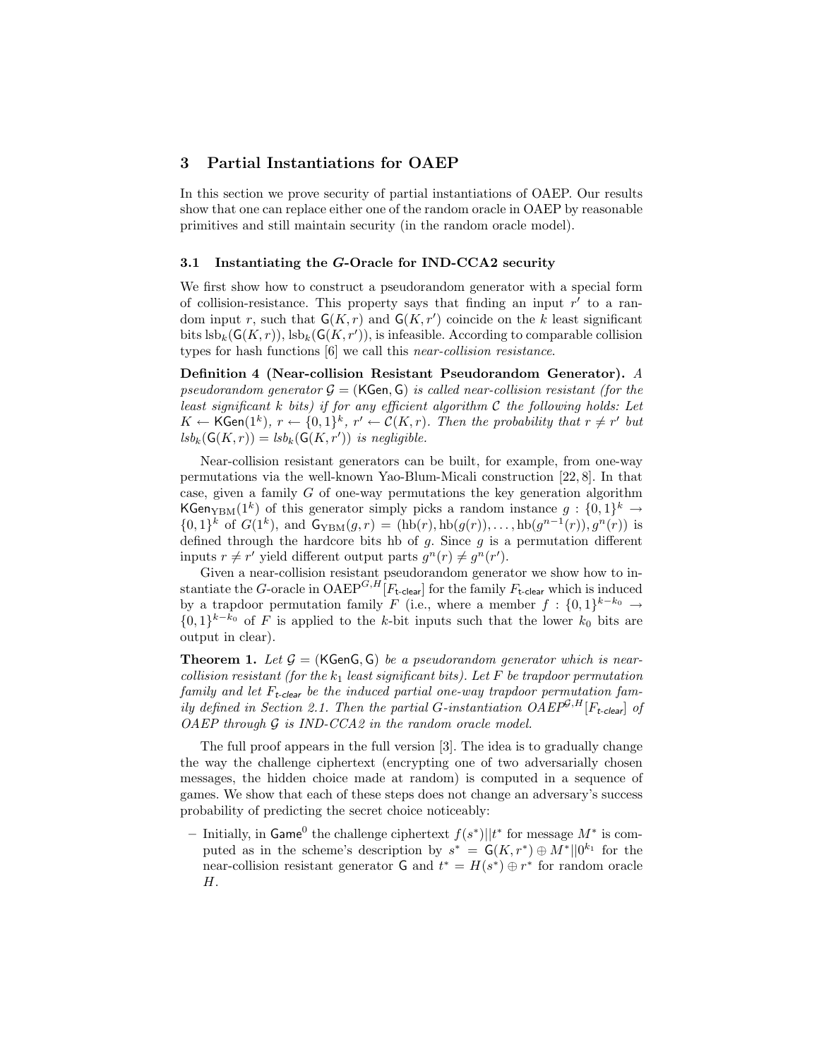## 3 Partial Instantiations for OAEP

In this section we prove security of partial instantiations of OAEP. Our results show that one can replace either one of the random oracle in OAEP by reasonable primitives and still maintain security (in the random oracle model).

### 3.1 Instantiating the $G$-Oracle for IND-CCA2 security

We first show how to construct a pseudorandom generator with a special form of collision-resistance. This property says that finding an input $r'$ to a random input $r$, such that $\mathsf{G}(K, r)$ and $\mathsf{G}(K, r')$ coincide on the $k$ least significant bits $\mathrm{lsb}_k(\mathsf{G}(K, r)), \mathrm{lsb}_k(\mathsf{G}(K, r'))$, is infeasible. According to comparable collision types for hash functions [6] we call this *near-collision resistance*.

**Definition 4 (Near-collision Resistant Pseudorandom Generator).** *A pseudorandom generator $\mathcal{G} = (\mathsf{KGen}, \mathsf{G})$ is called near-collision resistant (for the least significant $k$ bits) if for any efficient algorithm $\mathcal{C}$ the following holds: Let $K \leftarrow \mathsf{KGen}(1^k)$, $r \leftarrow \{0,1\}^k$, $r' \leftarrow \mathcal{C}(K, r)$. Then the probability that $r \neq r'$ but $lsb_k(\mathsf{G}(K, r)) = lsb_k(\mathsf{G}(K, r'))$ is negligible.*

Near-collision resistant generators can be built, for example, from one-way permutations via the well-known Yao-Blum-Micali construction [22, 8]. In that case, given a family $G$ of one-way permutations the key generation algorithm $\mathsf{KGen}_{\mathrm{YBM}}(1^k)$ of this generator simply picks a random instance $g : \{0,1\}^k \rightarrow \{0,1\}^k$ of $G(1^k)$, and $\mathsf{G}_{\mathrm{YBM}}(g, r) = (\mathrm{hb}(r), \mathrm{hb}(g(r)), \ldots, \mathrm{hb}(g^{n-1}(r)), g^n(r))$ is defined through the hardcore bits hb of $g$. Since $g$ is a permutation different inputs $r \neq r'$ yield different output parts $g^n(r) \neq g^n(r')$.

Given a near-collision resistant pseudorandom generator we show how to instantiate the $G$-oracle in $\mathrm{OAEP}^{G,H}[F_{\mathsf{t\text{-}clear}}]$ for the family $F_{\mathsf{t\text{-}clear}}$ which is induced by a trapdoor permutation family $F$ (i.e., where a member $f : \{0,1\}^{k-k_0} \rightarrow \{0,1\}^{k-k_0}$ of $F$ is applied to the $k$-bit inputs such that the lower $k_0$ bits are output in clear).

**Theorem 1.** *Let $\mathcal{G} = (\mathsf{KGenG}, \mathsf{G})$ be a pseudorandom generator which is near-collision resistant (for the $k_1$ least significant bits). Let $F$ be trapdoor permutation family and let $F_{\mathsf{t\text{-}clear}}$ be the induced partial one-way trapdoor permutation family defined in Section 2.1. Then the partial $G$-instantiation $OAEP^{\mathcal{G},H}[F_{\mathsf{t\text{-}clear}}]$ of OAEP through $\mathcal{G}$ is IND-CCA2 in the random oracle model.*

The full proof appears in the full version [3]. The idea is to gradually change the way the challenge ciphertext (encrypting one of two adversarially chosen messages, the hidden choice made at random) is computed in a sequence of games. We show that each of these steps does not change an adversary's success probability of predicting the secret choice noticeably:

- Initially, in $\mathsf{Game}^0$ the challenge ciphertext $f(s^*)||t^*$ for message $M^*$ is computed as in the scheme's description by $s^* = \mathsf{G}(K, r^*) \oplus M^*||0^{k_1}$ for the near-collision resistant generator $\mathsf{G}$ and $t^* = H(s^*) \oplus r^*$ for random oracle $H$.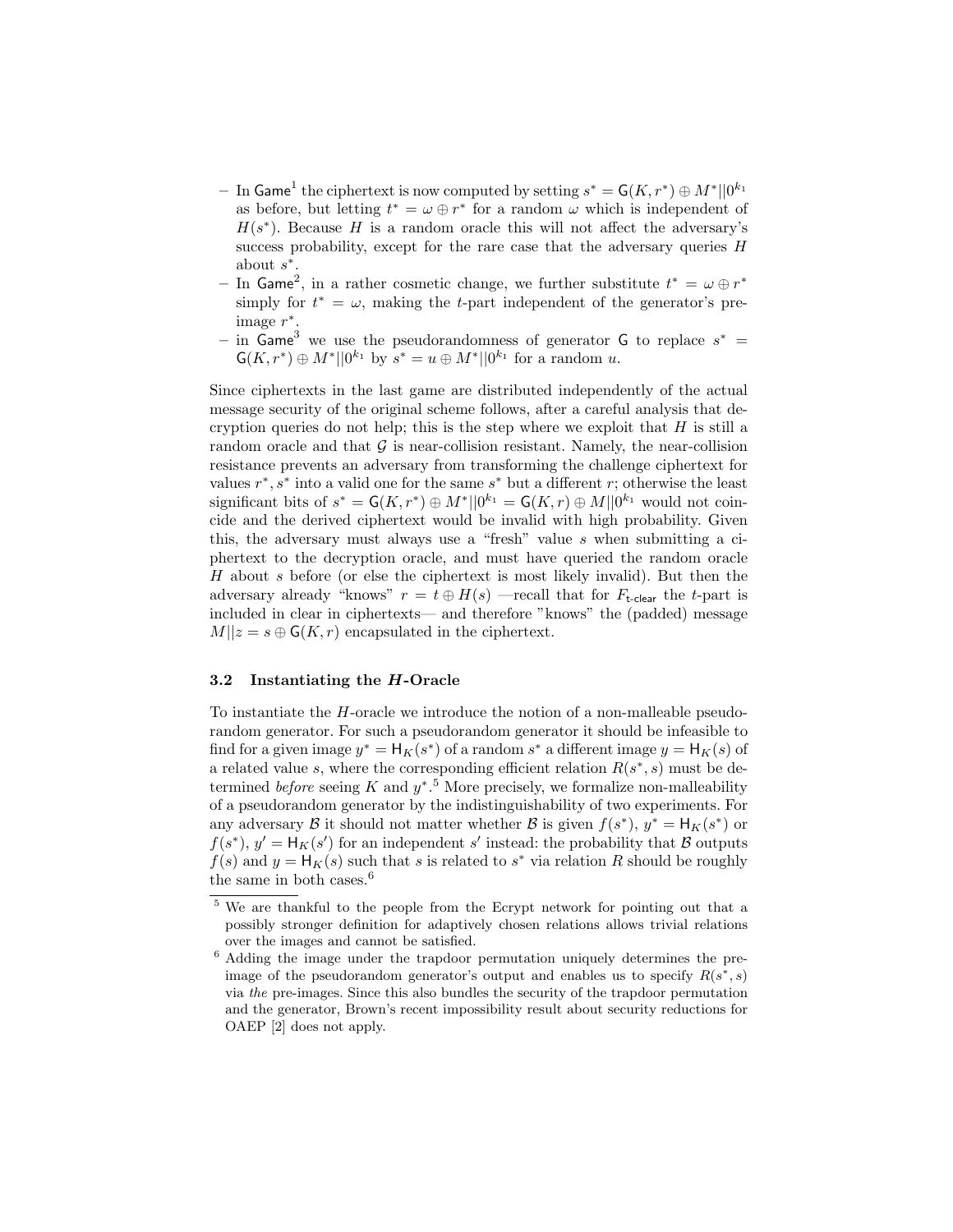- In $\mathsf{Game}^1$ the ciphertext is now computed by setting $s^* = \mathsf{G}(K, r^*) \oplus M^*||0^{k_1}$ as before, but letting $t^* = \omega \oplus r^*$ for a random $\omega$ which is independent of $H(s^*)$. Because $H$ is a random oracle this will not affect the adversary's success probability, except for the rare case that the adversary queries $H$ about $s^*$.
- In $\mathsf{Game}^2$, in a rather cosmetic change, we further substitute $t^* = \omega \oplus r^*$ simply for $t^* = \omega$, making the $t$-part independent of the generator's preimage $r^*$.
- in $\mathsf{Game}^3$ we use the pseudorandomness of generator $\mathsf{G}$ to replace $s^* = \mathsf{G}(K, r^*) \oplus M^*||0^{k_1}$ by $s^* = u \oplus M^*||0^{k_1}$ for a random $u$.

Since ciphertexts in the last game are distributed independently of the actual message security of the original scheme follows, after a careful analysis that decryption queries do not help; this is the step where we exploit that $H$ is still a random oracle and that $\mathcal{G}$ is near-collision resistant. Namely, the near-collision resistance prevents an adversary from transforming the challenge ciphertext for values $r^*, s^*$ into a valid one for the same $s^*$ but a different $r$; otherwise the least significant bits of $s^* = \mathsf{G}(K, r^*) \oplus M^*||0^{k_1} = \mathsf{G}(K, r) \oplus M||0^{k_1}$ would not coincide and the derived ciphertext would be invalid with high probability. Given this, the adversary must always use a "fresh" value $s$ when submitting a ciphertext to the decryption oracle, and must have queried the random oracle $H$ about $s$ before (or else the ciphertext is most likely invalid). But then the adversary already "knows" $r = t \oplus H(s)$ —recall that for $F_{\mathsf{t\text{-}clear}}$ the $t$-part is included in clear in ciphertexts— and therefore "knows" the (padded) message $M||z = s \oplus \mathsf{G}(K, r)$ encapsulated in the ciphertext.

### 3.2 Instantiating the *H*-Oracle

To instantiate the $H$-oracle we introduce the notion of a non-malleable pseudorandom generator. For such a pseudorandom generator it should be infeasible to find for a given image $y^* = \mathsf{H}_K(s^*)$ of a random $s^*$ a different image $y = \mathsf{H}_K(s)$ of a related value $s$, where the corresponding efficient relation $R(s^*, s)$ must be determined *before* seeing $K$ and $y^*$.[5] More precisely, we formalize non-malleability of a pseudorandom generator by the indistinguishability of two experiments. For any adversary $\mathcal{B}$ it should not matter whether $\mathcal{B}$ is given $f(s^*)$, $y^* = \mathsf{H}_K(s^*)$ or $f(s^*)$, $y' = \mathsf{H}_K(s')$ for an independent $s'$ instead: the probability that $\mathcal{B}$ outputs $f(s)$ and $y = \mathsf{H}_K(s)$ such that $s$ is related to $s^*$ via relation $R$ should be roughly the same in both cases.[6]

---

[5] We are thankful to the people from the Ecrypt network for pointing out that a possibly stronger definition for adaptively chosen relations allows trivial relations over the images and cannot be satisfied.

[6] Adding the image under the trapdoor permutation uniquely determines the preimage of the pseudorandom generator's output and enables us to specify $R(s^*, s)$ via *the* pre-images. Since this also bundles the security of the trapdoor permutation and the generator, Brown's recent impossibility result about security reductions for OAEP [2] does not apply.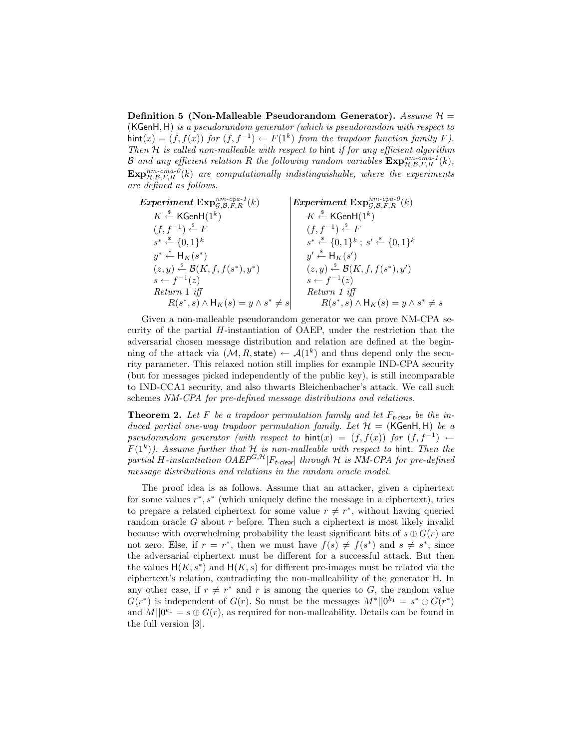**Definition 5 (Non-Malleable Pseudorandom Generator).** *Assume $\mathcal{H} = (\mathsf{KGenH}, \mathsf{H})$ is a pseudorandom generator (which is pseudorandom with respect to $\mathsf{hint}(x) = (f, f(x))$ for $(f, f^{-1}) \leftarrow F(1^k)$ from the trapdoor function family $F$). Then $\mathcal{H}$ is called non-malleable with respect to* hint *if for any efficient algorithm $\mathcal{B}$ and any efficient relation $R$ the following random variables $\mathbf{Exp}^{nm\text{-}cma\text{-}1}_{\mathcal{H},\mathcal{B},F,R}(k)$, $\mathbf{Exp}^{nm\text{-}cma\text{-}0}_{\mathcal{H},\mathcal{B},F,R}(k)$ are computationally indistinguishable, where the experiments are defined as follows.*

| ***Experiment*** $\mathbf{Exp}^{nm\text{-}cpa\text{-}1}_{\mathcal{G},\mathcal{B},F,R}(k)$ | ***Experiment*** $\mathbf{Exp}^{nm\text{-}cpa\text{-}0}_{\mathcal{G},\mathcal{B},F,R}(k)$ |
|---|---|
| $K \xleftarrow{\$} \mathsf{KGenH}(1^k)$ | $K \xleftarrow{\$} \mathsf{KGenH}(1^k)$ |
| $(f, f^{-1}) \xleftarrow{\$} F$ | $(f, f^{-1}) \xleftarrow{\$} F$ |
| $s^* \xleftarrow{\$} \{0,1\}^k$ | $s^* \xleftarrow{\$} \{0,1\}^k$ ; $s' \xleftarrow{\$} \{0,1\}^k$ |
| $y^* \xleftarrow{\$} \mathsf{H}_K(s^*)$ | $y' \xleftarrow{\$} \mathsf{H}_K(s')$ |
| $(z, y) \xleftarrow{\$} \mathcal{B}(K, f, f(s^*), y^*)$ | $(z, y) \xleftarrow{\$} \mathcal{B}(K, f, f(s^*), y')$ |
| $s \leftarrow f^{-1}(z)$ | $s \leftarrow f^{-1}(z)$ |
| *Return 1 iff* | *Return 1 iff* |
| $R(s^*, s) \wedge \mathsf{H}_K(s) = y \wedge s^* \neq s$ | $R(s^*, s) \wedge \mathsf{H}_K(s) = y \wedge s^* \neq s$ |

Given a non-malleable pseudorandom generator we can prove NM-CPA security of the partial $H$-instantiation of OAEP, under the restriction that the adversarial chosen message distribution and relation are defined at the beginning of the attack via $(\mathcal{M}, R, \mathsf{state}) \leftarrow \mathcal{A}(1^k)$ and thus depend only the security parameter. This relaxed notion still implies for example IND-CPA security (but for messages picked independently of the public key), is still incomparable to IND-CCA1 security, and also thwarts Bleichenbacher's attack. We call such schemes *NM-CPA for pre-defined message distributions and relations*.

**Theorem 2.** *Let $F$ be a trapdoor permutation family and let $F_{\textsf{t-clear}}$ be the induced partial one-way trapdoor permutation family. Let $\mathcal{H} = (\mathsf{KGenH}, \mathsf{H})$ be a pseudorandom generator (with respect to $\mathsf{hint}(x) = (f, f(x))$ for $(f, f^{-1}) \leftarrow F(1^k)$). Assume further that $\mathcal{H}$ is non-malleable with respect to* hint*. Then the partial $H$-instantiation $OAEP^{G,\mathcal{H}}[F_{\textsf{t-clear}}]$ through $\mathcal{H}$ is NM-CPA for pre-defined message distributions and relations in the random oracle model.*

The proof idea is as follows. Assume that an attacker, given a ciphertext for some values $r^*, s^*$ (which uniquely define the message in a ciphertext), tries to prepare a related ciphertext for some value $r \neq r^*$, without having queried random oracle $G$ about $r$ before. Then such a ciphertext is most likely invalid because with overwhelming probability the least significant bits of $s \oplus G(r)$ are not zero. Else, if $r = r^*$, then we must have $f(s) \neq f(s^*)$ and $s \neq s^*$, since the adversarial ciphertext must be different for a successful attack. But then the values $\mathsf{H}(K, s^*)$ and $\mathsf{H}(K, s)$ for different pre-images must be related via the ciphertext's relation, contradicting the non-malleability of the generator H. In any other case, if $r \neq r^*$ and $r$ is among the queries to $G$, the random value $G(r^*)$ is independent of $G(r)$. So must be the messages $M^*||0^{k_1} = s^* \oplus G(r^*)$ and $M||0^{k_1} = s \oplus G(r)$, as required for non-malleability. Details can be found in the full version [3].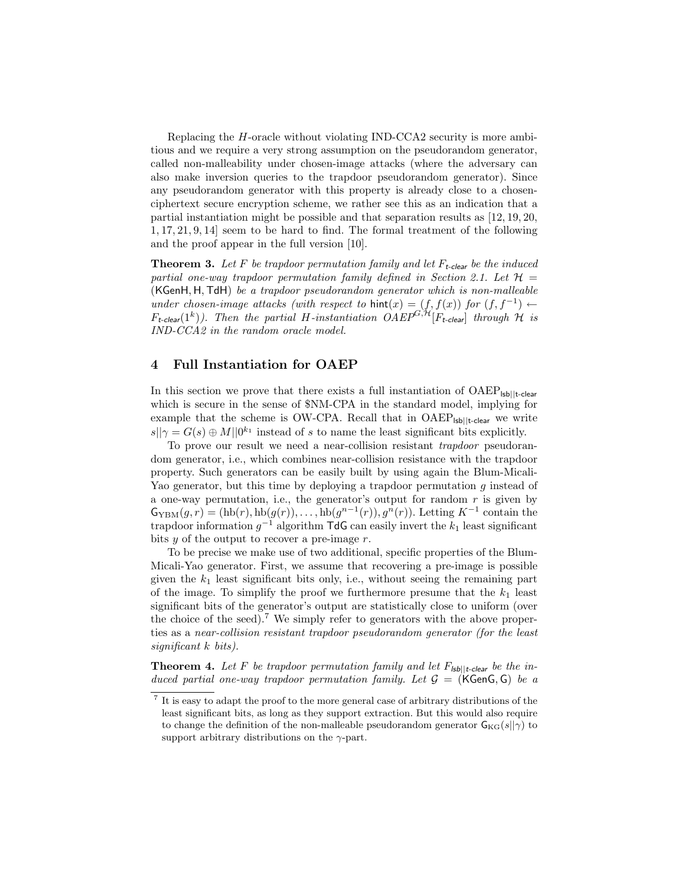Replacing the $H$-oracle without violating IND-CCA2 security is more ambitious and we require a very strong assumption on the pseudorandom generator, called non-malleability under chosen-image attacks (where the adversary can also make inversion queries to the trapdoor pseudorandom generator). Since any pseudorandom generator with this property is already close to a chosen-ciphertext secure encryption scheme, we rather see this as an indication that a partial instantiation might be possible and that separation results as [12, 19, 20, 1, 17, 21, 9, 14] seem to be hard to find. The formal treatment of the following and the proof appear in the full version [10].

**Theorem 3.** *Let $F$ be trapdoor permutation family and let $F_{\textsf{t-clear}}$ be the induced partial one-way trapdoor permutation family defined in Section 2.1. Let $\mathcal{H} = (\textsf{KGenH}, \textsf{H}, \textsf{TdH})$ be a trapdoor pseudorandom generator which is non-malleable under chosen-image attacks (with respect to $\textsf{hint}(x) = (f, f(x))$ for $(f, f^{-1}) \leftarrow F_{\textsf{t-clear}}(1^k)$). Then the partial $H$-instantiation $OAEP^{G,\mathcal{H}}[F_{\textsf{t-clear}}]$ through $\mathcal{H}$ is IND-CCA2 in the random oracle model.*

## 4 Full Instantiation for OAEP

In this section we prove that there exists a full instantiation of $\text{OAEP}_{\textsf{lsb}||\textsf{t-clear}}$ which is secure in the sense of \$NM-CPA in the standard model, implying for example that the scheme is OW-CPA. Recall that in $\text{OAEP}_{\textsf{lsb}||\textsf{t-clear}}$ we write $s||\gamma = G(s) \oplus M||0^{k_1}$ instead of $s$ to name the least significant bits explicitly.

To prove our result we need a near-collision resistant *trapdoor* pseudorandom generator, i.e., which combines near-collision resistance with the trapdoor property. Such generators can be easily built by using again the Blum-Micali-Yao generator, but this time by deploying a trapdoor permutation $g$ instead of a one-way permutation, i.e., the generator's output for random $r$ is given by $\mathsf{G}_{\text{YBM}}(g, r) = (\text{hb}(r), \text{hb}(g(r)), \ldots, \text{hb}(g^{n-1}(r)), g^n(r))$. Letting $K^{-1}$ contain the trapdoor information $g^{-1}$ algorithm $\textsf{TdG}$ can easily invert the $k_1$ least significant bits $y$ of the output to recover a pre-image $r$.

To be precise we make use of two additional, specific properties of the Blum-Micali-Yao generator. First, we assume that recovering a pre-image is possible given the $k_1$ least significant bits only, i.e., without seeing the remaining part of the image. To simplify the proof we furthermore presume that the $k_1$ least significant bits of the generator's output are statistically close to uniform (over the choice of the seed).[7] We simply refer to generators with the above properties as a *near-collision resistant trapdoor pseudorandom generator (for the least significant k bits)*.

**Theorem 4.** *Let $F$ be trapdoor permutation family and let $F_{\textsf{lsb}||\textsf{t-clear}}$ be the induced partial one-way trapdoor permutation family. Let $\mathcal{G} = (\textsf{KGenG}, \textsf{G})$ be a*

---

[7] It is easy to adapt the proof to the more general case of arbitrary distributions of the least significant bits, as long as they support extraction. But this would also require to change the definition of the non-malleable pseudorandom generator $\mathsf{G}_{\text{KG}}(s||\gamma)$ to support arbitrary distributions on the $\gamma$-part.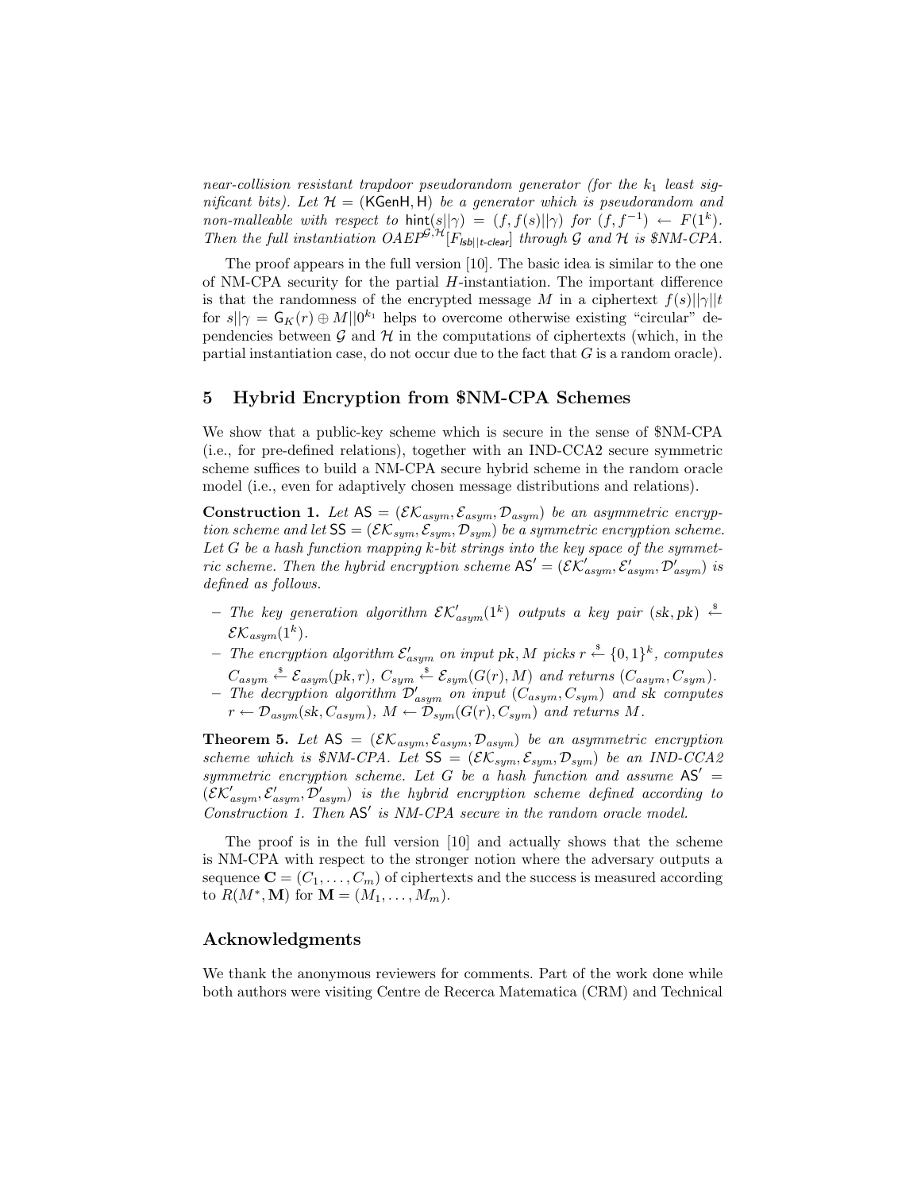*near-collision resistant trapdoor pseudorandom generator (for the $k_1$ least significant bits). Let $\mathcal{H} = (\mathsf{KGenH}, \mathsf{H})$ be a generator which is pseudorandom and non-malleable with respect to $\mathsf{hint}(s||\gamma) = (f, f(s)||\gamma)$ for $(f, f^{-1}) \leftarrow F(1^k)$. Then the full instantiation $OAEP^{\mathcal{G},\mathcal{H}}[F_{\mathsf{lsb}||t\text{-}\mathsf{clear}}]$ through $\mathcal{G}$ and $\mathcal{H}$ is \$NM-CPA.*

The proof appears in the full version [10]. The basic idea is similar to the one of NM-CPA security for the partial $H$-instantiation. The important difference is that the randomness of the encrypted message $M$ in a ciphertext $f(s)||\gamma||t$ for $s||\gamma = \mathsf{G}_K(r) \oplus M||0^{k_1}$ helps to overcome otherwise existing "circular" dependencies between $\mathcal{G}$ and $\mathcal{H}$ in the computations of ciphertexts (which, in the partial instantiation case, do not occur due to the fact that $G$ is a random oracle).

## 5 Hybrid Encryption from \$NM-CPA Schemes

We show that a public-key scheme which is secure in the sense of \$NM-CPA (i.e., for pre-defined relations), together with an IND-CCA2 secure symmetric scheme suffices to build a NM-CPA secure hybrid scheme in the random oracle model (i.e., even for adaptively chosen message distributions and relations).

**Construction 1.** *Let $\mathsf{AS} = (\mathcal{EK}_{asym}, \mathcal{E}_{asym}, \mathcal{D}_{asym})$ be an asymmetric encryption scheme and let $\mathsf{SS} = (\mathcal{EK}_{sym}, \mathcal{E}_{sym}, \mathcal{D}_{sym})$ be a symmetric encryption scheme. Let $G$ be a hash function mapping $k$-bit strings into the key space of the symmetric scheme. Then the hybrid encryption scheme $\mathsf{AS}' = (\mathcal{EK}'_{asym}, \mathcal{E}'_{asym}, \mathcal{D}'_{asym})$ is defined as follows.*

- *The key generation algorithm $\mathcal{EK}'_{asym}(1^k)$ outputs a key pair $(\mathrm{sk}, \mathrm{pk}) \xleftarrow{\$} \mathcal{EK}_{asym}(1^k)$.*
- *The encryption algorithm $\mathcal{E}'_{asym}$ on input $\mathrm{pk}, M$ picks $r \xleftarrow{\$} \{0,1\}^k$, computes $C_{asym} \xleftarrow{\$} \mathcal{E}_{asym}(\mathrm{pk}, r)$, $C_{sym} \xleftarrow{\$} \mathcal{E}_{sym}(G(r), M)$ and returns $(C_{asym}, C_{sym})$.*
- *The decryption algorithm $\mathcal{D}'_{asym}$ on input $(C_{asym}, C_{sym})$ and sk computes $r \leftarrow \mathcal{D}_{asym}(\mathrm{sk}, C_{asym})$, $M \leftarrow \mathcal{D}_{sym}(G(r), C_{sym})$ and returns $M$.*

**Theorem 5.** *Let $\mathsf{AS} = (\mathcal{EK}_{asym}, \mathcal{E}_{asym}, \mathcal{D}_{asym})$ be an asymmetric encryption scheme which is \$NM-CPA. Let $\mathsf{SS} = (\mathcal{EK}_{sym}, \mathcal{E}_{sym}, \mathcal{D}_{sym})$ be an IND-CCA2 symmetric encryption scheme. Let $G$ be a hash function and assume $\mathsf{AS}' = (\mathcal{EK}'_{asym}, \mathcal{E}'_{asym}, \mathcal{D}'_{asym})$ is the hybrid encryption scheme defined according to Construction 1. Then $\mathsf{AS}'$ is NM-CPA secure in the random oracle model.*

The proof is in the full version [10] and actually shows that the scheme is NM-CPA with respect to the stronger notion where the adversary outputs a sequence $\mathbf{C} = (C_1, \ldots, C_m)$ of ciphertexts and the success is measured according to $R(M^*, \mathbf{M})$ for $\mathbf{M} = (M_1, \ldots, M_m)$.

## Acknowledgments

We thank the anonymous reviewers for comments. Part of the work done while both authors were visiting Centre de Recerca Matematica (CRM) and Technical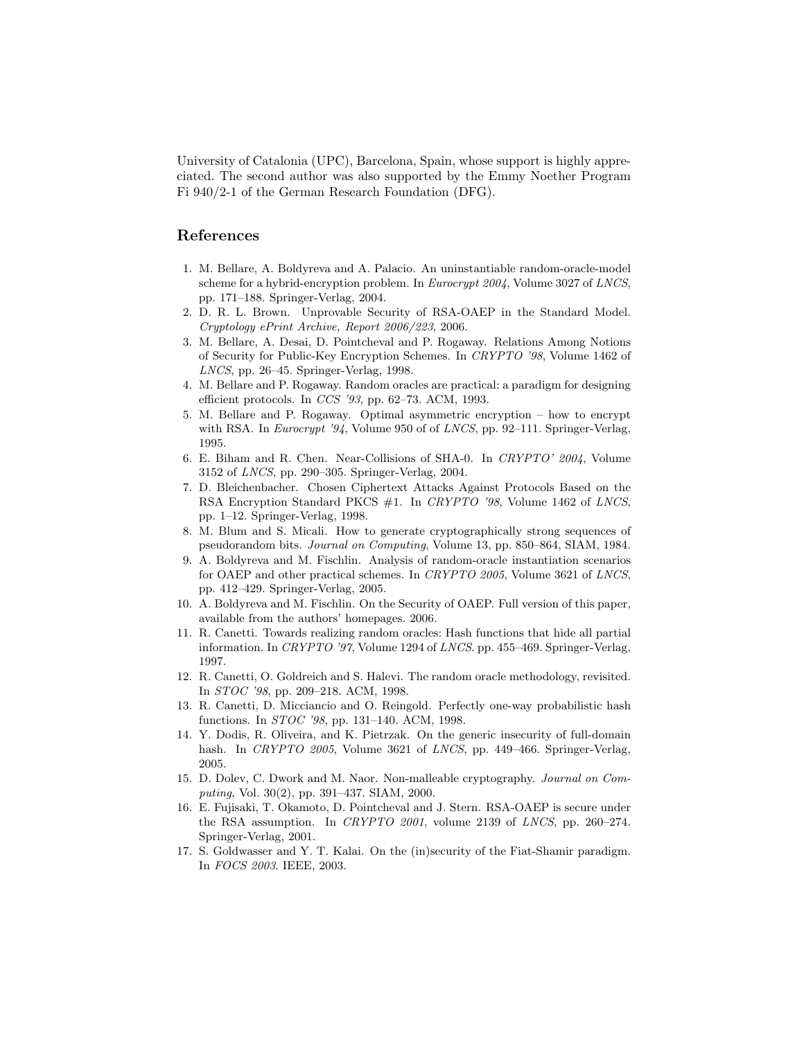University of Catalonia (UPC), Barcelona, Spain, whose support is highly appreciated. The second author was also supported by the Emmy Noether Program Fi 940/2-1 of the German Research Foundation (DFG).

## References

1. M. Bellare, A. Boldyreva and A. Palacio. An uninstantiable random-oracle-model scheme for a hybrid-encryption problem. In *Eurocrypt 2004*, Volume 3027 of *LNCS*, pp. 171–188. Springer-Verlag, 2004.
2. D. R. L. Brown. Unprovable Security of RSA-OAEP in the Standard Model. *Cryptology ePrint Archive, Report 2006/223*, 2006.
3. M. Bellare, A. Desai, D. Pointcheval and P. Rogaway. Relations Among Notions of Security for Public-Key Encryption Schemes. In *CRYPTO '98*, Volume 1462 of *LNCS*, pp. 26–45. Springer-Verlag, 1998.
4. M. Bellare and P. Rogaway. Random oracles are practical: a paradigm for designing efficient protocols. In *CCS '93*, pp. 62–73. ACM, 1993.
5. M. Bellare and P. Rogaway. Optimal asymmetric encryption – how to encrypt with RSA. In *Eurocrypt '94*, Volume 950 of of *LNCS*, pp. 92–111. Springer-Verlag, 1995.
6. E. Biham and R. Chen. Near-Collisions of SHA-0. In *CRYPTO' 2004*, Volume 3152 of *LNCS*, pp. 290–305. Springer-Verlag, 2004.
7. D. Bleichenbacher. Chosen Ciphertext Attacks Against Protocols Based on the RSA Encryption Standard PKCS #1. In *CRYPTO '98*, Volume 1462 of *LNCS*, pp. 1–12. Springer-Verlag, 1998.
8. M. Blum and S. Micali. How to generate cryptographically strong sequences of pseudorandom bits. *Journal on Computing*, Volume 13, pp. 850–864, SIAM, 1984.
9. A. Boldyreva and M. Fischlin. Analysis of random-oracle instantiation scenarios for OAEP and other practical schemes. In *CRYPTO 2005*, Volume 3621 of *LNCS*, pp. 412–429. Springer-Verlag, 2005.
10. A. Boldyreva and M. Fischlin. On the Security of OAEP. Full version of this paper, available from the authors' homepages. 2006.
11. R. Canetti. Towards realizing random oracles: Hash functions that hide all partial information. In *CRYPTO '97*, Volume 1294 of *LNCS*. pp. 455–469. Springer-Verlag, 1997.
12. R. Canetti, O. Goldreich and S. Halevi. The random oracle methodology, revisited. In *STOC '98*, pp. 209–218. ACM, 1998.
13. R. Canetti, D. Micciancio and O. Reingold. Perfectly one-way probabilistic hash functions. In *STOC '98*, pp. 131–140. ACM, 1998.
14. Y. Dodis, R. Oliveira, and K. Pietrzak. On the generic insecurity of full-domain hash. In *CRYPTO 2005*, Volume 3621 of *LNCS*, pp. 449–466. Springer-Verlag, 2005.
15. D. Dolev, C. Dwork and M. Naor. Non-malleable cryptography. *Journal on Computing*, Vol. 30(2), pp. 391–437. SIAM, 2000.
16. E. Fujisaki, T. Okamoto, D. Pointcheval and J. Stern. RSA-OAEP is secure under the RSA assumption. In *CRYPTO 2001*, volume 2139 of *LNCS*, pp. 260–274. Springer-Verlag, 2001.
17. S. Goldwasser and Y. T. Kalai. On the (in)security of the Fiat-Shamir paradigm. In *FOCS 2003*. IEEE, 2003.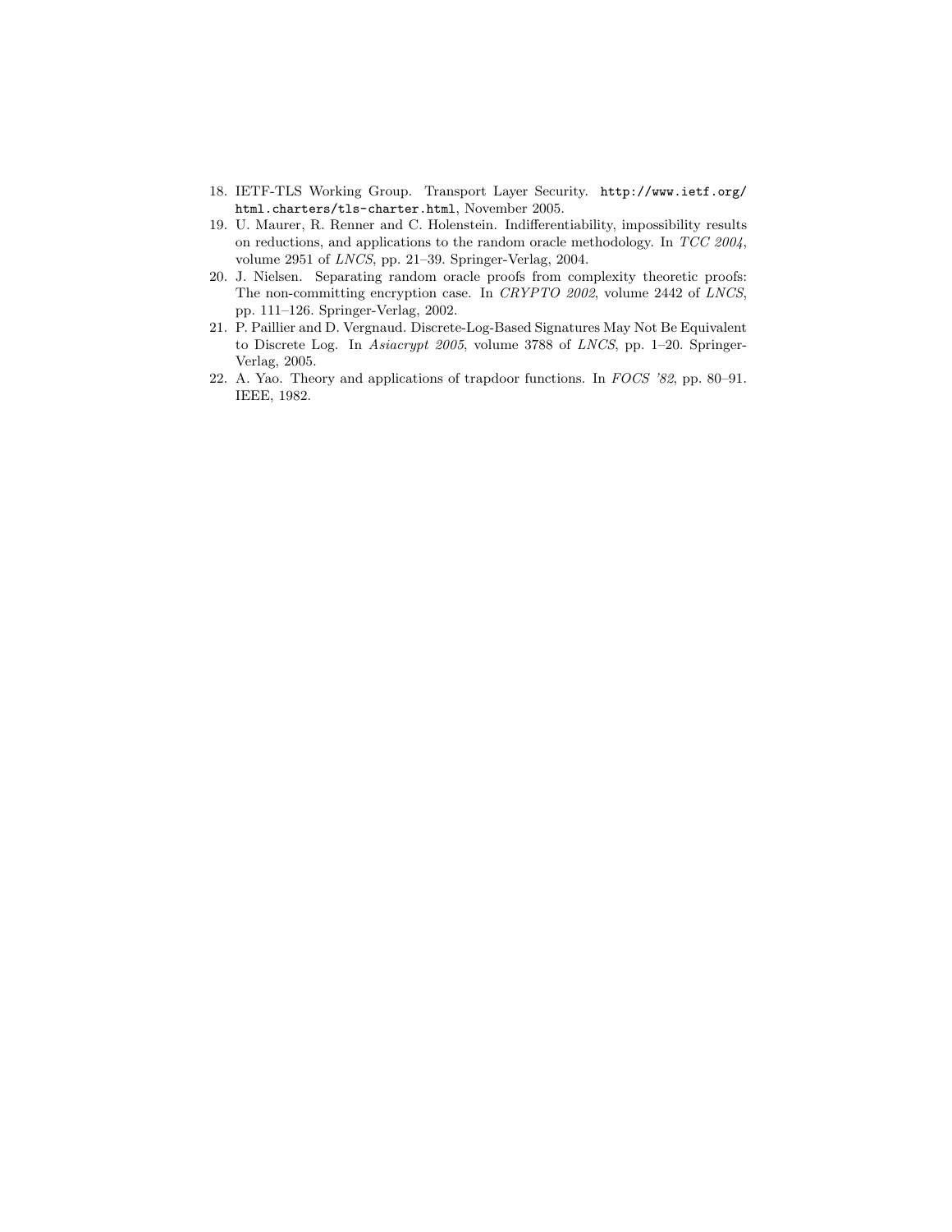18. IETF-TLS Working Group. Transport Layer Security. `http://www.ietf.org/html.charters/tls-charter.html`, November 2005.
19. U. Maurer, R. Renner and C. Holenstein. Indifferentiability, impossibility results on reductions, and applications to the random oracle methodology. In *TCC 2004*, volume 2951 of *LNCS*, pp. 21–39. Springer-Verlag, 2004.
20. J. Nielsen. Separating random oracle proofs from complexity theoretic proofs: The non-committing encryption case. In *CRYPTO 2002*, volume 2442 of *LNCS*, pp. 111–126. Springer-Verlag, 2002.
21. P. Paillier and D. Vergnaud. Discrete-Log-Based Signatures May Not Be Equivalent to Discrete Log. In *Asiacrypt 2005*, volume 3788 of *LNCS*, pp. 1–20. Springer-Verlag, 2005.
22. A. Yao. Theory and applications of trapdoor functions. In *FOCS '82*, pp. 80–91. IEEE, 1982.